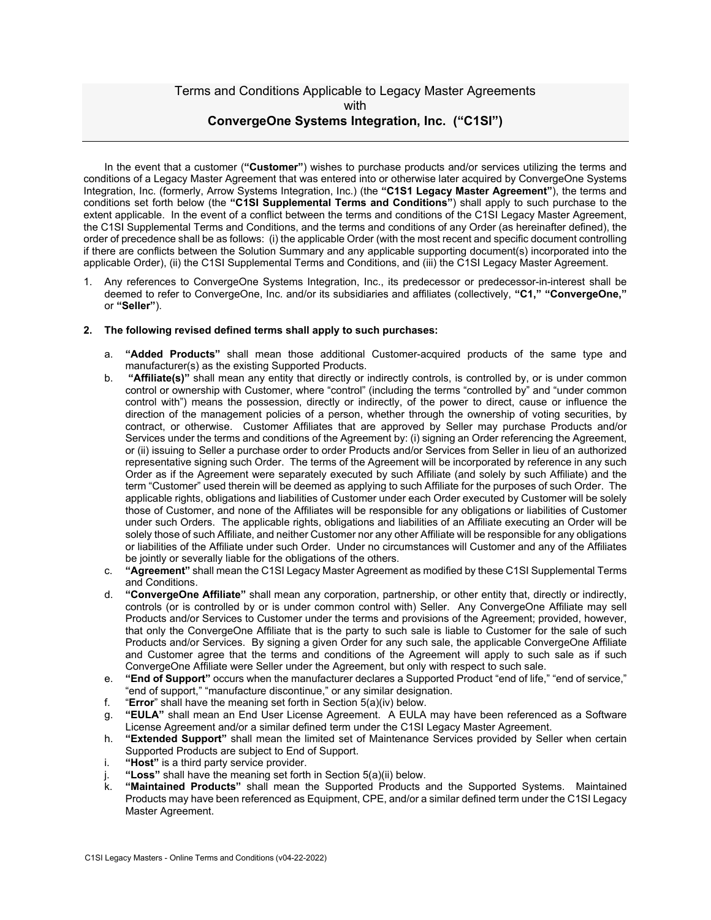# Terms and Conditions Applicable to Legacy Master Agreements with **ConvergeOne Systems Integration, Inc. ("C1SI")**

In the event that a customer (**"Customer"**) wishes to purchase products and/or services utilizing the terms and conditions of a Legacy Master Agreement that was entered into or otherwise later acquired by ConvergeOne Systems Integration, Inc. (formerly, Arrow Systems Integration, Inc.) (the **"C1S1 Legacy Master Agreement"**), the terms and conditions set forth below (the **"C1SI Supplemental Terms and Conditions"**) shall apply to such purchase to the extent applicable. In the event of a conflict between the terms and conditions of the C1SI Legacy Master Agreement, the C1SI Supplemental Terms and Conditions, and the terms and conditions of any Order (as hereinafter defined), the order of precedence shall be as follows: (i) the applicable Order (with the most recent and specific document controlling if there are conflicts between the Solution Summary and any applicable supporting document(s) incorporated into the applicable Order), (ii) the C1SI Supplemental Terms and Conditions, and (iii) the C1SI Legacy Master Agreement.

1. Any references to ConvergeOne Systems Integration, Inc., its predecessor or predecessor-in-interest shall be deemed to refer to ConvergeOne, Inc. and/or its subsidiaries and affiliates (collectively, **"C1," "ConvergeOne,"** or **"Seller"**).

2. **The following revised defined terms shall apply to such purchases:**

   a. **"Added Products"** shall mean those additional Customer-acquired products of the same type and manufacturer(s) as the existing Supported Products.

   b. **"Affiliate(s)"** shall mean any entity that directly or indirectly controls, is controlled by, or is under common control or ownership with Customer, where "control" (including the terms "controlled by" and "under common control with") means the possession, directly or indirectly, of the power to direct, cause or influence the direction of the management policies of a person, whether through the ownership of voting securities, by contract, or otherwise. Customer Affiliates that are approved by Seller may purchase Products and/or Services under the terms and conditions of the Agreement by: (i) signing an Order referencing the Agreement, or (ii) issuing to Seller a purchase order to order Products and/or Services from Seller in lieu of an authorized representative signing such Order. The terms of the Agreement will be incorporated by reference in any such Order as if the Agreement were separately executed by such Affiliate (and solely by such Affiliate) and the term "Customer" used therein will be deemed as applying to such Affiliate for the purposes of such Order. The applicable rights, obligations and liabilities of Customer under each Order executed by Customer will be solely those of Customer, and none of the Affiliates will be responsible for any obligations or liabilities of Customer under such Orders. The applicable rights, obligations and liabilities of an Affiliate executing an Order will be solely those of such Affiliate, and neither Customer nor any other Affiliate will be responsible for any obligations or liabilities of the Affiliate under such Order. Under no circumstances will Customer and any of the Affiliates be jointly or severally liable for the obligations of the others.

   c. **"Agreement"** shall mean the C1SI Legacy Master Agreement as modified by these C1SI Supplemental Terms and Conditions.

   d. **"ConvergeOne Affiliate"** shall mean any corporation, partnership, or other entity that, directly or indirectly, controls (or is controlled by or is under common control with) Seller. Any ConvergeOne Affiliate may sell Products and/or Services to Customer under the terms and provisions of the Agreement; provided, however, that only the ConvergeOne Affiliate that is the party to such sale is liable to Customer for the sale of such Products and/or Services. By signing a given Order for any such sale, the applicable ConvergeOne Affiliate and Customer agree that the terms and conditions of the Agreement will apply to such sale as if such ConvergeOne Affiliate were Seller under the Agreement, but only with respect to such sale.

   e. **"End of Support"** occurs when the manufacturer declares a Supported Product "end of life," "end of service," "end of support," "manufacture discontinue," or any similar designation.

   f. "**Error**" shall have the meaning set forth in Section 5(a)(iv) below.

   g. **"EULA"** shall mean an End User License Agreement. A EULA may have been referenced as a Software License Agreement and/or a similar defined term under the C1SI Legacy Master Agreement.

   h. **"Extended Support"** shall mean the limited set of Maintenance Services provided by Seller when certain Supported Products are subject to End of Support.

   i. **"Host"** is a third party service provider.

   j. **"Loss"** shall have the meaning set forth in Section 5(a)(ii) below.

   k. **"Maintained Products"** shall mean the Supported Products and the Supported Systems. Maintained Products may have been referenced as Equipment, CPE, and/or a similar defined term under the C1SI Legacy Master Agreement.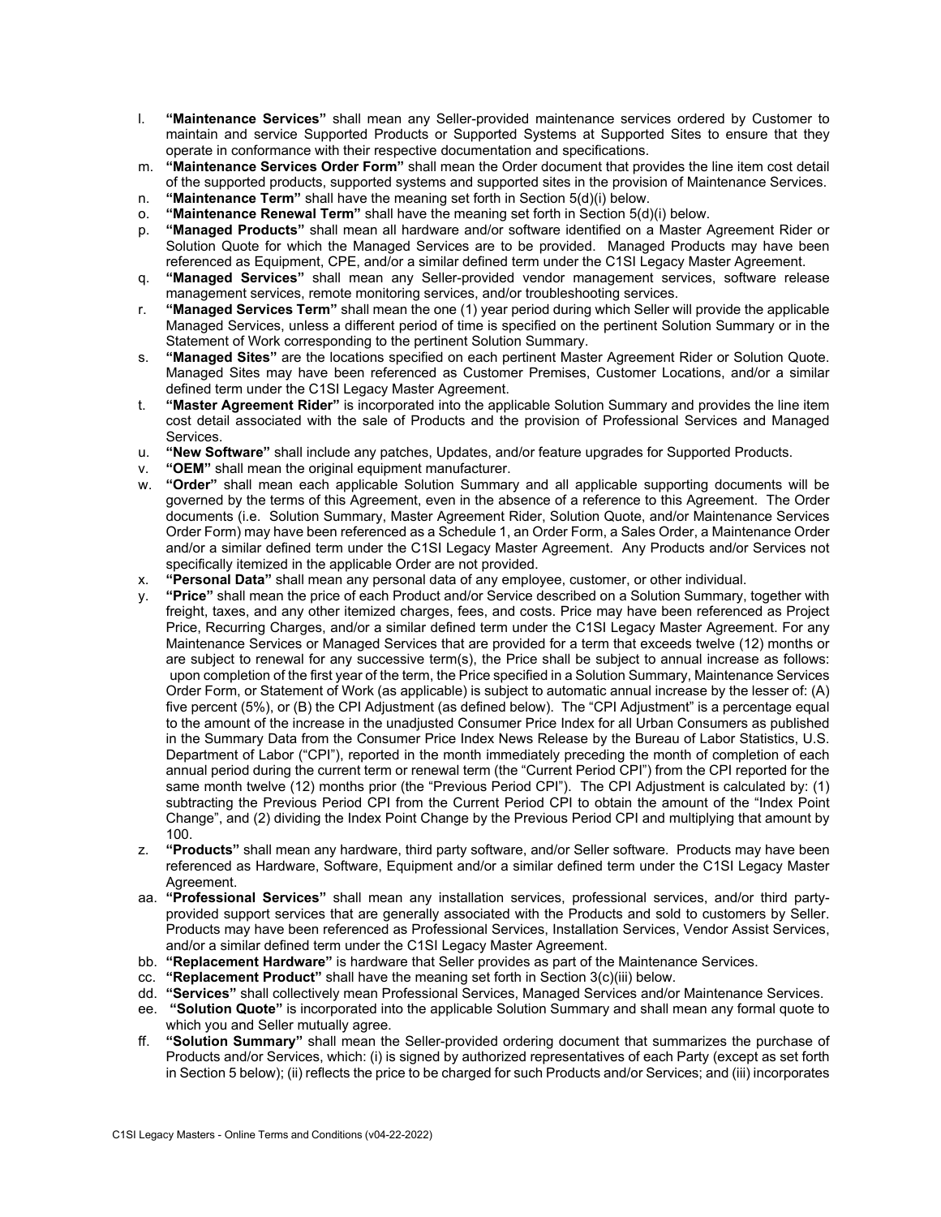l. **"Maintenance Services"** shall mean any Seller-provided maintenance services ordered by Customer to maintain and service Supported Products or Supported Systems at Supported Sites to ensure that they operate in conformance with their respective documentation and specifications.
m. **"Maintenance Services Order Form"** shall mean the Order document that provides the line item cost detail of the supported products, supported systems and supported sites in the provision of Maintenance Services.
n. **"Maintenance Term"** shall have the meaning set forth in Section 5(d)(i) below.
o. **"Maintenance Renewal Term"** shall have the meaning set forth in Section 5(d)(i) below.
p. **"Managed Products"** shall mean all hardware and/or software identified on a Master Agreement Rider or Solution Quote for which the Managed Services are to be provided. Managed Products may have been referenced as Equipment, CPE, and/or a similar defined term under the C1SI Legacy Master Agreement.
q. **"Managed Services"** shall mean any Seller-provided vendor management services, software release management services, remote monitoring services, and/or troubleshooting services.
r. **"Managed Services Term"** shall mean the one (1) year period during which Seller will provide the applicable Managed Services, unless a different period of time is specified on the pertinent Solution Summary or in the Statement of Work corresponding to the pertinent Solution Summary.
s. **"Managed Sites"** are the locations specified on each pertinent Master Agreement Rider or Solution Quote. Managed Sites may have been referenced as Customer Premises, Customer Locations, and/or a similar defined term under the C1SI Legacy Master Agreement.
t. **"Master Agreement Rider"** is incorporated into the applicable Solution Summary and provides the line item cost detail associated with the sale of Products and the provision of Professional Services and Managed Services.
u. **"New Software"** shall include any patches, Updates, and/or feature upgrades for Supported Products.
v. **"OEM"** shall mean the original equipment manufacturer.
w. **"Order"** shall mean each applicable Solution Summary and all applicable supporting documents will be governed by the terms of this Agreement, even in the absence of a reference to this Agreement. The Order documents (i.e. Solution Summary, Master Agreement Rider, Solution Quote, and/or Maintenance Services Order Form) may have been referenced as a Schedule 1, an Order Form, a Sales Order, a Maintenance Order and/or a similar defined term under the C1SI Legacy Master Agreement. Any Products and/or Services not specifically itemized in the applicable Order are not provided.
x. **"Personal Data"** shall mean any personal data of any employee, customer, or other individual.
y. **"Price"** shall mean the price of each Product and/or Service described on a Solution Summary, together with freight, taxes, and any other itemized charges, fees, and costs. Price may have been referenced as Project Price, Recurring Charges, and/or a similar defined term under the C1SI Legacy Master Agreement. For any Maintenance Services or Managed Services that are provided for a term that exceeds twelve (12) months or are subject to renewal for any successive term(s), the Price shall be subject to annual increase as follows: upon completion of the first year of the term, the Price specified in a Solution Summary, Maintenance Services Order Form, or Statement of Work (as applicable) is subject to automatic annual increase by the lesser of: (A) five percent (5%), or (B) the CPI Adjustment (as defined below). The "CPI Adjustment" is a percentage equal to the amount of the increase in the unadjusted Consumer Price Index for all Urban Consumers as published in the Summary Data from the Consumer Price Index News Release by the Bureau of Labor Statistics, U.S. Department of Labor ("CPI"), reported in the month immediately preceding the month of completion of each annual period during the current term or renewal term (the "Current Period CPI") from the CPI reported for the same month twelve (12) months prior (the "Previous Period CPI"). The CPI Adjustment is calculated by: (1) subtracting the Previous Period CPI from the Current Period CPI to obtain the amount of the "Index Point Change", and (2) dividing the Index Point Change by the Previous Period CPI and multiplying that amount by 100.
z. **"Products"** shall mean any hardware, third party software, and/or Seller software. Products may have been referenced as Hardware, Software, Equipment and/or a similar defined term under the C1SI Legacy Master Agreement.
aa. **"Professional Services"** shall mean any installation services, professional services, and/or third party-provided support services that are generally associated with the Products and sold to customers by Seller. Products may have been referenced as Professional Services, Installation Services, Vendor Assist Services, and/or a similar defined term under the C1SI Legacy Master Agreement.
bb. **"Replacement Hardware"** is hardware that Seller provides as part of the Maintenance Services.
cc. **"Replacement Product"** shall have the meaning set forth in Section 3(c)(iii) below.
dd. **"Services"** shall collectively mean Professional Services, Managed Services and/or Maintenance Services.
ee. **"Solution Quote"** is incorporated into the applicable Solution Summary and shall mean any formal quote to which you and Seller mutually agree.
ff. **"Solution Summary"** shall mean the Seller-provided ordering document that summarizes the purchase of Products and/or Services, which: (i) is signed by authorized representatives of each Party (except as set forth in Section 5 below); (ii) reflects the price to be charged for such Products and/or Services; and (iii) incorporates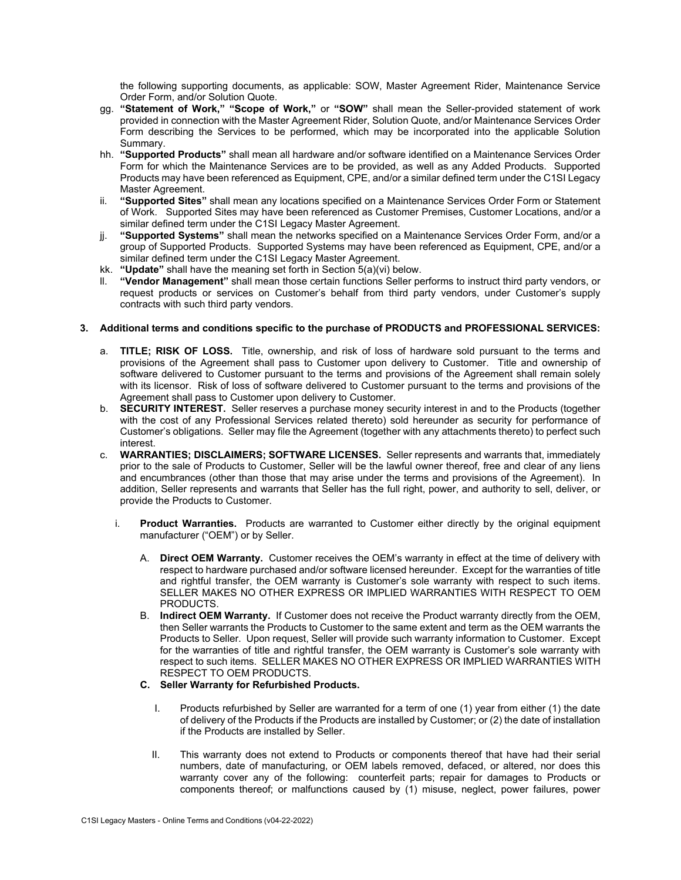the following supporting documents, as applicable: SOW, Master Agreement Rider, Maintenance Service Order Form, and/or Solution Quote.

gg. **"Statement of Work," "Scope of Work,"** or **"SOW"** shall mean the Seller-provided statement of work provided in connection with the Master Agreement Rider, Solution Quote, and/or Maintenance Services Order Form describing the Services to be performed, which may be incorporated into the applicable Solution Summary.

hh. **"Supported Products"** shall mean all hardware and/or software identified on a Maintenance Services Order Form for which the Maintenance Services are to be provided, as well as any Added Products. Supported Products may have been referenced as Equipment, CPE, and/or a similar defined term under the C1SI Legacy Master Agreement.

ii. **"Supported Sites"** shall mean any locations specified on a Maintenance Services Order Form or Statement of Work. Supported Sites may have been referenced as Customer Premises, Customer Locations, and/or a similar defined term under the C1SI Legacy Master Agreement.

jj. **"Supported Systems"** shall mean the networks specified on a Maintenance Services Order Form, and/or a group of Supported Products. Supported Systems may have been referenced as Equipment, CPE, and/or a similar defined term under the C1SI Legacy Master Agreement.

kk. **"Update"** shall have the meaning set forth in Section 5(a)(vi) below.

ll. **"Vendor Management"** shall mean those certain functions Seller performs to instruct third party vendors, or request products or services on Customer's behalf from third party vendors, under Customer's supply contracts with such third party vendors.

**3. Additional terms and conditions specific to the purchase of PRODUCTS and PROFESSIONAL SERVICES:**

a. **TITLE; RISK OF LOSS.** Title, ownership, and risk of loss of hardware sold pursuant to the terms and provisions of the Agreement shall pass to Customer upon delivery to Customer. Title and ownership of software delivered to Customer pursuant to the terms and provisions of the Agreement shall remain solely with its licensor. Risk of loss of software delivered to Customer pursuant to the terms and provisions of the Agreement shall pass to Customer upon delivery to Customer.

b. **SECURITY INTEREST.** Seller reserves a purchase money security interest in and to the Products (together with the cost of any Professional Services related thereto) sold hereunder as security for performance of Customer's obligations. Seller may file the Agreement (together with any attachments thereto) to perfect such interest.

c. **WARRANTIES; DISCLAIMERS; SOFTWARE LICENSES.** Seller represents and warrants that, immediately prior to the sale of Products to Customer, Seller will be the lawful owner thereof, free and clear of any liens and encumbrances (other than those that may arise under the terms and provisions of the Agreement). In addition, Seller represents and warrants that Seller has the full right, power, and authority to sell, deliver, or provide the Products to Customer.

   i. **Product Warranties.** Products are warranted to Customer either directly by the original equipment manufacturer ("OEM") or by Seller.

      A. **Direct OEM Warranty.** Customer receives the OEM's warranty in effect at the time of delivery with respect to hardware purchased and/or software licensed hereunder. Except for the warranties of title and rightful transfer, the OEM warranty is Customer's sole warranty with respect to such items. SELLER MAKES NO OTHER EXPRESS OR IMPLIED WARRANTIES WITH RESPECT TO OEM PRODUCTS.

      B. **Indirect OEM Warranty.** If Customer does not receive the Product warranty directly from the OEM, then Seller warrants the Products to Customer to the same extent and term as the OEM warrants the Products to Seller. Upon request, Seller will provide such warranty information to Customer. Except for the warranties of title and rightful transfer, the OEM warranty is Customer's sole warranty with respect to such items. SELLER MAKES NO OTHER EXPRESS OR IMPLIED WARRANTIES WITH RESPECT TO OEM PRODUCTS.

      C. **Seller Warranty for Refurbished Products.**

         I. Products refurbished by Seller are warranted for a term of one (1) year from either (1) the date of delivery of the Products if the Products are installed by Customer; or (2) the date of installation if the Products are installed by Seller.

         II. This warranty does not extend to Products or components thereof that have had their serial numbers, date of manufacturing, or OEM labels removed, defaced, or altered, nor does this warranty cover any of the following: counterfeit parts; repair for damages to Products or components thereof; or malfunctions caused by (1) misuse, neglect, power failures, power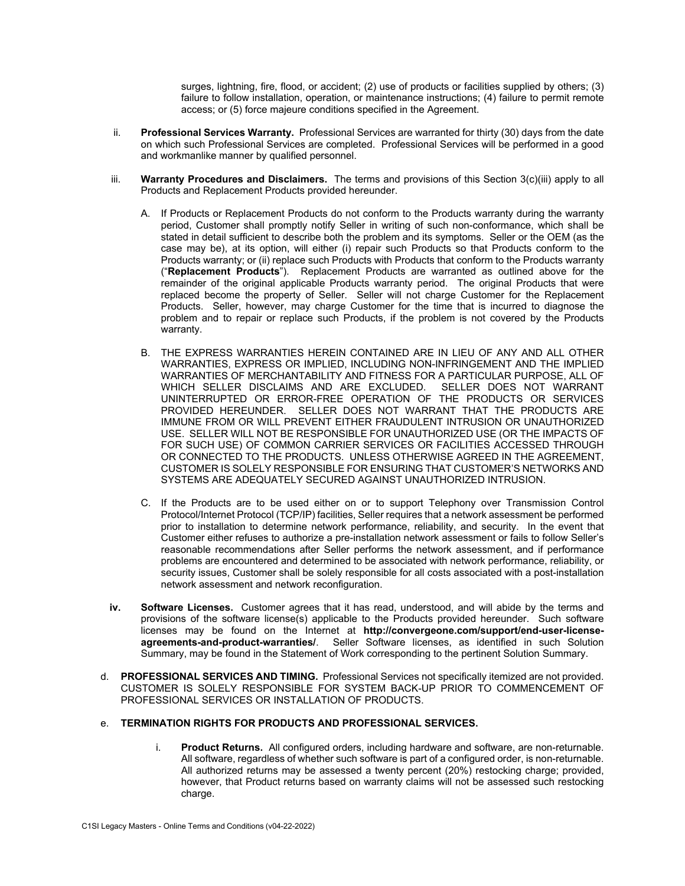surges, lightning, fire, flood, or accident; (2) use of products or facilities supplied by others; (3) failure to follow installation, operation, or maintenance instructions; (4) failure to permit remote access; or (5) force majeure conditions specified in the Agreement.

ii. **Professional Services Warranty.** Professional Services are warranted for thirty (30) days from the date on which such Professional Services are completed. Professional Services will be performed in a good and workmanlike manner by qualified personnel.

iii. **Warranty Procedures and Disclaimers.** The terms and provisions of this Section 3(c)(iii) apply to all Products and Replacement Products provided hereunder.

A. If Products or Replacement Products do not conform to the Products warranty during the warranty period, Customer shall promptly notify Seller in writing of such non-conformance, which shall be stated in detail sufficient to describe both the problem and its symptoms. Seller or the OEM (as the case may be), at its option, will either (i) repair such Products so that Products conform to the Products warranty; or (ii) replace such Products with Products that conform to the Products warranty ("**Replacement Products**"). Replacement Products are warranted as outlined above for the remainder of the original applicable Products warranty period. The original Products that were replaced become the property of Seller. Seller will not charge Customer for the Replacement Products. Seller, however, may charge Customer for the time that is incurred to diagnose the problem and to repair or replace such Products, if the problem is not covered by the Products warranty.

B. THE EXPRESS WARRANTIES HEREIN CONTAINED ARE IN LIEU OF ANY AND ALL OTHER WARRANTIES, EXPRESS OR IMPLIED, INCLUDING NON-INFRINGEMENT AND THE IMPLIED WARRANTIES OF MERCHANTABILITY AND FITNESS FOR A PARTICULAR PURPOSE, ALL OF WHICH SELLER DISCLAIMS AND ARE EXCLUDED. SELLER DOES NOT WARRANT UNINTERRUPTED OR ERROR-FREE OPERATION OF THE PRODUCTS OR SERVICES PROVIDED HEREUNDER. SELLER DOES NOT WARRANT THAT THE PRODUCTS ARE IMMUNE FROM OR WILL PREVENT EITHER FRAUDULENT INTRUSION OR UNAUTHORIZED USE. SELLER WILL NOT BE RESPONSIBLE FOR UNAUTHORIZED USE (OR THE IMPACTS OF FOR SUCH USE) OF COMMON CARRIER SERVICES OR FACILITIES ACCESSED THROUGH OR CONNECTED TO THE PRODUCTS. UNLESS OTHERWISE AGREED IN THE AGREEMENT, CUSTOMER IS SOLELY RESPONSIBLE FOR ENSURING THAT CUSTOMER'S NETWORKS AND SYSTEMS ARE ADEQUATELY SECURED AGAINST UNAUTHORIZED INTRUSION.

C. If the Products are to be used either on or to support Telephony over Transmission Control Protocol/Internet Protocol (TCP/IP) facilities, Seller requires that a network assessment be performed prior to installation to determine network performance, reliability, and security. In the event that Customer either refuses to authorize a pre-installation network assessment or fails to follow Seller's reasonable recommendations after Seller performs the network assessment, and if performance problems are encountered and determined to be associated with network performance, reliability, or security issues, Customer shall be solely responsible for all costs associated with a post-installation network assessment and network reconfiguration.

**iv. Software Licenses.** Customer agrees that it has read, understood, and will abide by the terms and provisions of the software license(s) applicable to the Products provided hereunder. Such software licenses may be found on the Internet at **http://convergeone.com/support/end-user-license-agreements-and-product-warranties/**. Seller Software licenses, as identified in such Solution Summary, may be found in the Statement of Work corresponding to the pertinent Solution Summary.

d. **PROFESSIONAL SERVICES AND TIMING.** Professional Services not specifically itemized are not provided. CUSTOMER IS SOLELY RESPONSIBLE FOR SYSTEM BACK-UP PRIOR TO COMMENCEMENT OF PROFESSIONAL SERVICES OR INSTALLATION OF PRODUCTS.

e. **TERMINATION RIGHTS FOR PRODUCTS AND PROFESSIONAL SERVICES.**

i. **Product Returns.** All configured orders, including hardware and software, are non-returnable. All software, regardless of whether such software is part of a configured order, is non-returnable. All authorized returns may be assessed a twenty percent (20%) restocking charge; provided, however, that Product returns based on warranty claims will not be assessed such restocking charge.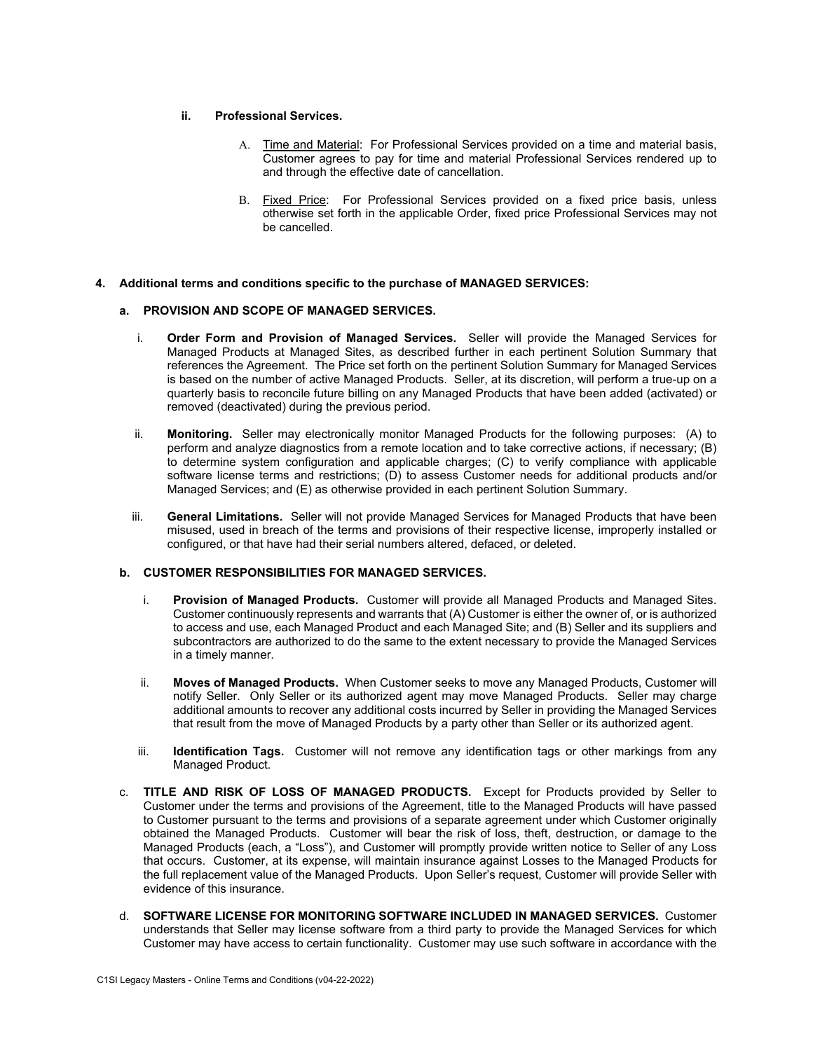**ii. Professional Services.**

A. Time and Material: For Professional Services provided on a time and material basis, Customer agrees to pay for time and material Professional Services rendered up to and through the effective date of cancellation.

B. Fixed Price: For Professional Services provided on a fixed price basis, unless otherwise set forth in the applicable Order, fixed price Professional Services may not be cancelled.

**4. Additional terms and conditions specific to the purchase of MANAGED SERVICES:**

**a. PROVISION AND SCOPE OF MANAGED SERVICES.**

i. **Order Form and Provision of Managed Services.** Seller will provide the Managed Services for Managed Products at Managed Sites, as described further in each pertinent Solution Summary that references the Agreement. The Price set forth on the pertinent Solution Summary for Managed Services is based on the number of active Managed Products. Seller, at its discretion, will perform a true-up on a quarterly basis to reconcile future billing on any Managed Products that have been added (activated) or removed (deactivated) during the previous period.

ii. **Monitoring.** Seller may electronically monitor Managed Products for the following purposes: (A) to perform and analyze diagnostics from a remote location and to take corrective actions, if necessary; (B) to determine system configuration and applicable charges; (C) to verify compliance with applicable software license terms and restrictions; (D) to assess Customer needs for additional products and/or Managed Services; and (E) as otherwise provided in each pertinent Solution Summary.

iii. **General Limitations.** Seller will not provide Managed Services for Managed Products that have been misused, used in breach of the terms and provisions of their respective license, improperly installed or configured, or that have had their serial numbers altered, defaced, or deleted.

**b. CUSTOMER RESPONSIBILITIES FOR MANAGED SERVICES.**

i. **Provision of Managed Products.** Customer will provide all Managed Products and Managed Sites. Customer continuously represents and warrants that (A) Customer is either the owner of, or is authorized to access and use, each Managed Product and each Managed Site; and (B) Seller and its suppliers and subcontractors are authorized to do the same to the extent necessary to provide the Managed Services in a timely manner.

ii. **Moves of Managed Products.** When Customer seeks to move any Managed Products, Customer will notify Seller. Only Seller or its authorized agent may move Managed Products. Seller may charge additional amounts to recover any additional costs incurred by Seller in providing the Managed Services that result from the move of Managed Products by a party other than Seller or its authorized agent.

iii. **Identification Tags.** Customer will not remove any identification tags or other markings from any Managed Product.

c. **TITLE AND RISK OF LOSS OF MANAGED PRODUCTS.** Except for Products provided by Seller to Customer under the terms and provisions of the Agreement, title to the Managed Products will have passed to Customer pursuant to the terms and provisions of a separate agreement under which Customer originally obtained the Managed Products. Customer will bear the risk of loss, theft, destruction, or damage to the Managed Products (each, a "Loss"), and Customer will promptly provide written notice to Seller of any Loss that occurs. Customer, at its expense, will maintain insurance against Losses to the Managed Products for the full replacement value of the Managed Products. Upon Seller's request, Customer will provide Seller with evidence of this insurance.

d. **SOFTWARE LICENSE FOR MONITORING SOFTWARE INCLUDED IN MANAGED SERVICES.** Customer understands that Seller may license software from a third party to provide the Managed Services for which Customer may have access to certain functionality. Customer may use such software in accordance with the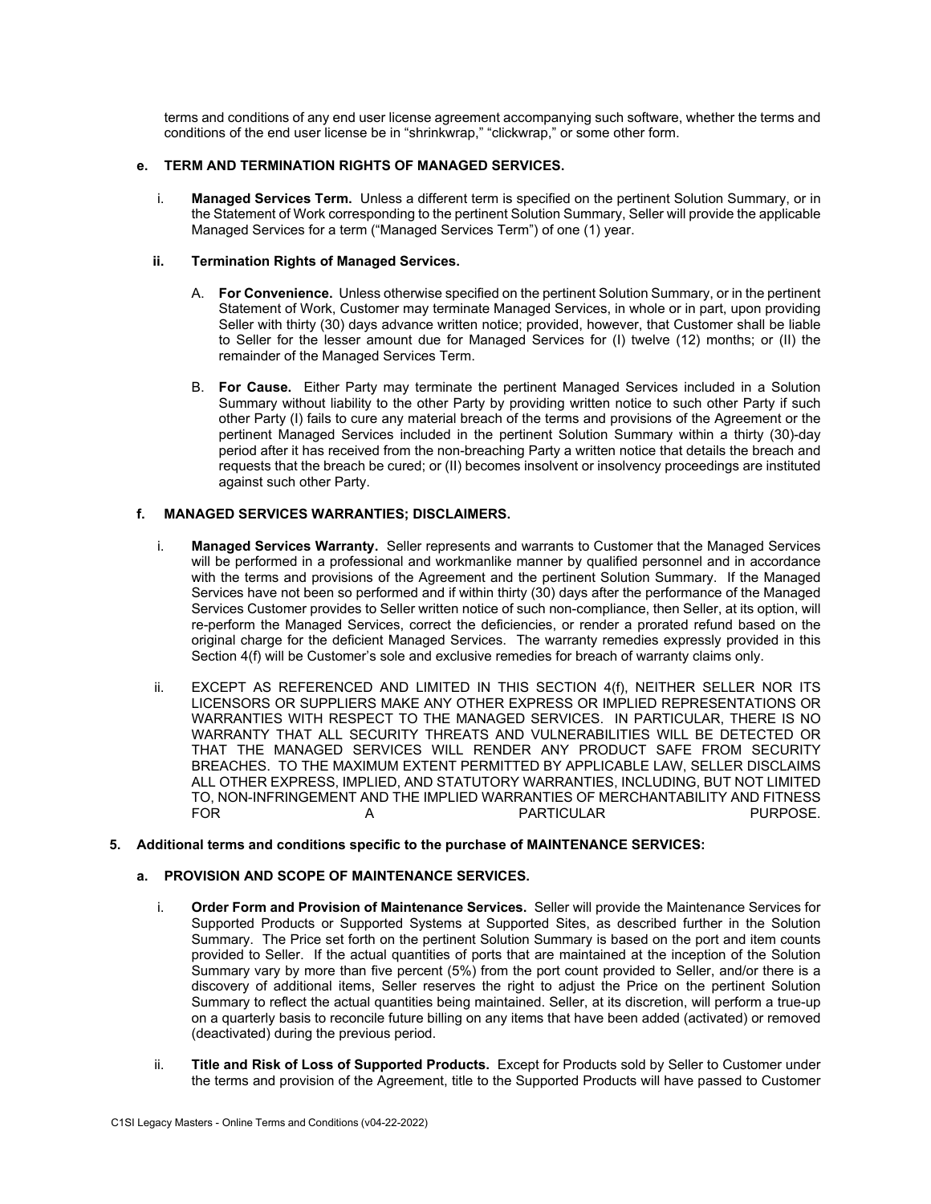terms and conditions of any end user license agreement accompanying such software, whether the terms and conditions of the end user license be in "shrinkwrap," "clickwrap," or some other form.

**e. TERM AND TERMINATION RIGHTS OF MANAGED SERVICES.**

i. **Managed Services Term.** Unless a different term is specified on the pertinent Solution Summary, or in the Statement of Work corresponding to the pertinent Solution Summary, Seller will provide the applicable Managed Services for a term ("Managed Services Term") of one (1) year.

**ii. Termination Rights of Managed Services.**

A. **For Convenience.** Unless otherwise specified on the pertinent Solution Summary, or in the pertinent Statement of Work, Customer may terminate Managed Services, in whole or in part, upon providing Seller with thirty (30) days advance written notice; provided, however, that Customer shall be liable to Seller for the lesser amount due for Managed Services for (I) twelve (12) months; or (II) the remainder of the Managed Services Term.

B. **For Cause.** Either Party may terminate the pertinent Managed Services included in a Solution Summary without liability to the other Party by providing written notice to such other Party if such other Party (I) fails to cure any material breach of the terms and provisions of the Agreement or the pertinent Managed Services included in the pertinent Solution Summary within a thirty (30)-day period after it has received from the non-breaching Party a written notice that details the breach and requests that the breach be cured; or (II) becomes insolvent or insolvency proceedings are instituted against such other Party.

**f. MANAGED SERVICES WARRANTIES; DISCLAIMERS.**

i. **Managed Services Warranty.** Seller represents and warrants to Customer that the Managed Services will be performed in a professional and workmanlike manner by qualified personnel and in accordance with the terms and provisions of the Agreement and the pertinent Solution Summary. If the Managed Services have not been so performed and if within thirty (30) days after the performance of the Managed Services Customer provides to Seller written notice of such non-compliance, then Seller, at its option, will re-perform the Managed Services, correct the deficiencies, or render a prorated refund based on the original charge for the deficient Managed Services. The warranty remedies expressly provided in this Section 4(f) will be Customer's sole and exclusive remedies for breach of warranty claims only.

ii. EXCEPT AS REFERENCED AND LIMITED IN THIS SECTION 4(f), NEITHER SELLER NOR ITS LICENSORS OR SUPPLIERS MAKE ANY OTHER EXPRESS OR IMPLIED REPRESENTATIONS OR WARRANTIES WITH RESPECT TO THE MANAGED SERVICES. IN PARTICULAR, THERE IS NO WARRANTY THAT ALL SECURITY THREATS AND VULNERABILITIES WILL BE DETECTED OR THAT THE MANAGED SERVICES WILL RENDER ANY PRODUCT SAFE FROM SECURITY BREACHES. TO THE MAXIMUM EXTENT PERMITTED BY APPLICABLE LAW, SELLER DISCLAIMS ALL OTHER EXPRESS, IMPLIED, AND STATUTORY WARRANTIES, INCLUDING, BUT NOT LIMITED TO, NON-INFRINGEMENT AND THE IMPLIED WARRANTIES OF MERCHANTABILITY AND FITNESS FOR A PARTICULAR PURPOSE.

**5. Additional terms and conditions specific to the purchase of MAINTENANCE SERVICES:**

**a. PROVISION AND SCOPE OF MAINTENANCE SERVICES.**

i. **Order Form and Provision of Maintenance Services.** Seller will provide the Maintenance Services for Supported Products or Supported Systems at Supported Sites, as described further in the Solution Summary. The Price set forth on the pertinent Solution Summary is based on the port and item counts provided to Seller. If the actual quantities of ports that are maintained at the inception of the Solution Summary vary by more than five percent (5%) from the port count provided to Seller, and/or there is a discovery of additional items, Seller reserves the right to adjust the Price on the pertinent Solution Summary to reflect the actual quantities being maintained. Seller, at its discretion, will perform a true-up on a quarterly basis to reconcile future billing on any items that have been added (activated) or removed (deactivated) during the previous period.

ii. **Title and Risk of Loss of Supported Products.** Except for Products sold by Seller to Customer under the terms and provision of the Agreement, title to the Supported Products will have passed to Customer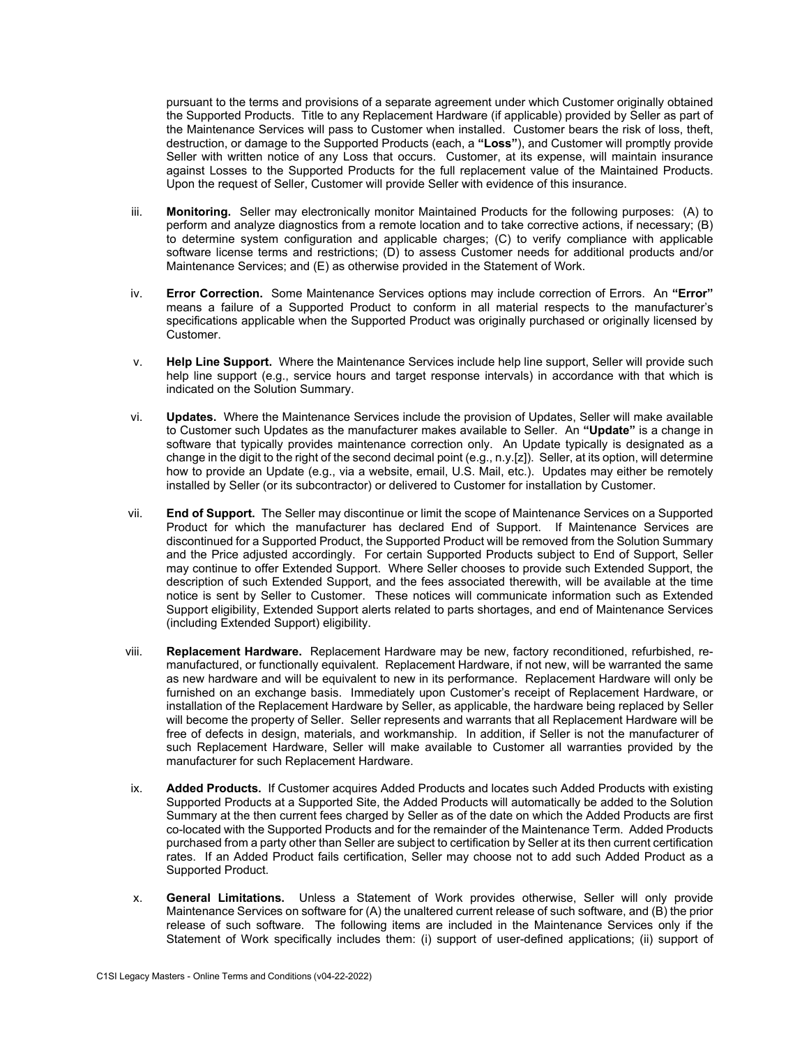pursuant to the terms and provisions of a separate agreement under which Customer originally obtained the Supported Products. Title to any Replacement Hardware (if applicable) provided by Seller as part of the Maintenance Services will pass to Customer when installed. Customer bears the risk of loss, theft, destruction, or damage to the Supported Products (each, a **"Loss"**), and Customer will promptly provide Seller with written notice of any Loss that occurs. Customer, at its expense, will maintain insurance against Losses to the Supported Products for the full replacement value of the Maintained Products. Upon the request of Seller, Customer will provide Seller with evidence of this insurance.

iii. **Monitoring.** Seller may electronically monitor Maintained Products for the following purposes: (A) to perform and analyze diagnostics from a remote location and to take corrective actions, if necessary; (B) to determine system configuration and applicable charges; (C) to verify compliance with applicable software license terms and restrictions; (D) to assess Customer needs for additional products and/or Maintenance Services; and (E) as otherwise provided in the Statement of Work.

iv. **Error Correction.** Some Maintenance Services options may include correction of Errors. An **"Error"** means a failure of a Supported Product to conform in all material respects to the manufacturer's specifications applicable when the Supported Product was originally purchased or originally licensed by Customer.

v. **Help Line Support.** Where the Maintenance Services include help line support, Seller will provide such help line support (e.g., service hours and target response intervals) in accordance with that which is indicated on the Solution Summary.

vi. **Updates.** Where the Maintenance Services include the provision of Updates, Seller will make available to Customer such Updates as the manufacturer makes available to Seller. An **"Update"** is a change in software that typically provides maintenance correction only. An Update typically is designated as a change in the digit to the right of the second decimal point (e.g., n.y.[z]). Seller, at its option, will determine how to provide an Update (e.g., via a website, email, U.S. Mail, etc.). Updates may either be remotely installed by Seller (or its subcontractor) or delivered to Customer for installation by Customer.

vii. **End of Support.** The Seller may discontinue or limit the scope of Maintenance Services on a Supported Product for which the manufacturer has declared End of Support. If Maintenance Services are discontinued for a Supported Product, the Supported Product will be removed from the Solution Summary and the Price adjusted accordingly. For certain Supported Products subject to End of Support, Seller may continue to offer Extended Support. Where Seller chooses to provide such Extended Support, the description of such Extended Support, and the fees associated therewith, will be available at the time notice is sent by Seller to Customer. These notices will communicate information such as Extended Support eligibility, Extended Support alerts related to parts shortages, and end of Maintenance Services (including Extended Support) eligibility.

viii. **Replacement Hardware.** Replacement Hardware may be new, factory reconditioned, refurbished, re-manufactured, or functionally equivalent. Replacement Hardware, if not new, will be warranted the same as new hardware and will be equivalent to new in its performance. Replacement Hardware will only be furnished on an exchange basis. Immediately upon Customer's receipt of Replacement Hardware, or installation of the Replacement Hardware by Seller, as applicable, the hardware being replaced by Seller will become the property of Seller. Seller represents and warrants that all Replacement Hardware will be free of defects in design, materials, and workmanship. In addition, if Seller is not the manufacturer of such Replacement Hardware, Seller will make available to Customer all warranties provided by the manufacturer for such Replacement Hardware.

ix. **Added Products.** If Customer acquires Added Products and locates such Added Products with existing Supported Products at a Supported Site, the Added Products will automatically be added to the Solution Summary at the then current fees charged by Seller as of the date on which the Added Products are first co-located with the Supported Products and for the remainder of the Maintenance Term. Added Products purchased from a party other than Seller are subject to certification by Seller at its then current certification rates. If an Added Product fails certification, Seller may choose not to add such Added Product as a Supported Product.

x. **General Limitations.** Unless a Statement of Work provides otherwise, Seller will only provide Maintenance Services on software for (A) the unaltered current release of such software, and (B) the prior release of such software. The following items are included in the Maintenance Services only if the Statement of Work specifically includes them: (i) support of user-defined applications; (ii) support of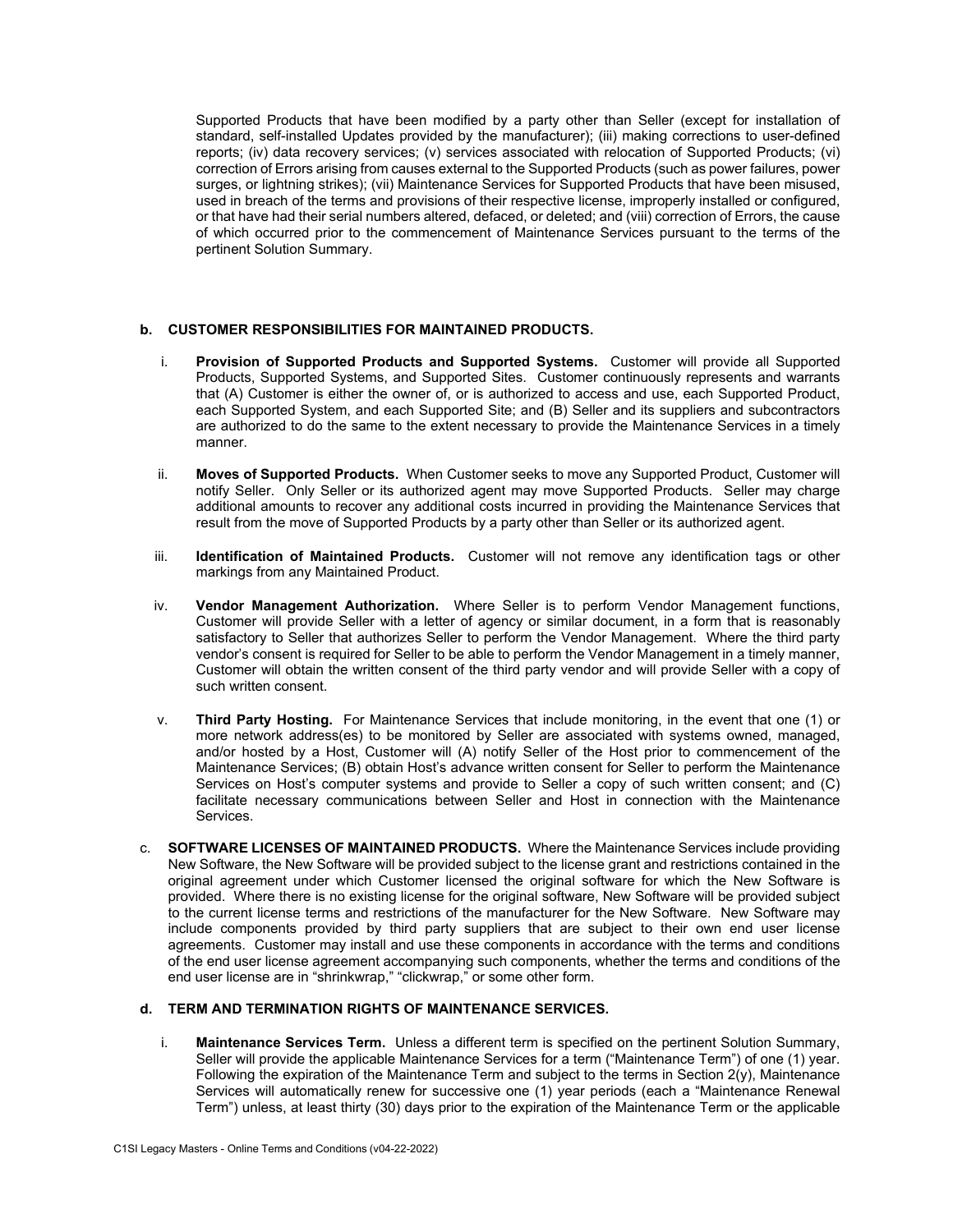Supported Products that have been modified by a party other than Seller (except for installation of standard, self-installed Updates provided by the manufacturer); (iii) making corrections to user-defined reports; (iv) data recovery services; (v) services associated with relocation of Supported Products; (vi) correction of Errors arising from causes external to the Supported Products (such as power failures, power surges, or lightning strikes); (vii) Maintenance Services for Supported Products that have been misused, used in breach of the terms and provisions of their respective license, improperly installed or configured, or that have had their serial numbers altered, defaced, or deleted; and (viii) correction of Errors, the cause of which occurred prior to the commencement of Maintenance Services pursuant to the terms of the pertinent Solution Summary.

**b. CUSTOMER RESPONSIBILITIES FOR MAINTAINED PRODUCTS.**

i. **Provision of Supported Products and Supported Systems.** Customer will provide all Supported Products, Supported Systems, and Supported Sites. Customer continuously represents and warrants that (A) Customer is either the owner of, or is authorized to access and use, each Supported Product, each Supported System, and each Supported Site; and (B) Seller and its suppliers and subcontractors are authorized to do the same to the extent necessary to provide the Maintenance Services in a timely manner.

ii. **Moves of Supported Products.** When Customer seeks to move any Supported Product, Customer will notify Seller. Only Seller or its authorized agent may move Supported Products. Seller may charge additional amounts to recover any additional costs incurred in providing the Maintenance Services that result from the move of Supported Products by a party other than Seller or its authorized agent.

iii. **Identification of Maintained Products.** Customer will not remove any identification tags or other markings from any Maintained Product.

iv. **Vendor Management Authorization.** Where Seller is to perform Vendor Management functions, Customer will provide Seller with a letter of agency or similar document, in a form that is reasonably satisfactory to Seller that authorizes Seller to perform the Vendor Management. Where the third party vendor's consent is required for Seller to be able to perform the Vendor Management in a timely manner, Customer will obtain the written consent of the third party vendor and will provide Seller with a copy of such written consent.

v. **Third Party Hosting.** For Maintenance Services that include monitoring, in the event that one (1) or more network address(es) to be monitored by Seller are associated with systems owned, managed, and/or hosted by a Host, Customer will (A) notify Seller of the Host prior to commencement of the Maintenance Services; (B) obtain Host's advance written consent for Seller to perform the Maintenance Services on Host's computer systems and provide to Seller a copy of such written consent; and (C) facilitate necessary communications between Seller and Host in connection with the Maintenance Services.

c. **SOFTWARE LICENSES OF MAINTAINED PRODUCTS.** Where the Maintenance Services include providing New Software, the New Software will be provided subject to the license grant and restrictions contained in the original agreement under which Customer licensed the original software for which the New Software is provided. Where there is no existing license for the original software, New Software will be provided subject to the current license terms and restrictions of the manufacturer for the New Software. New Software may include components provided by third party suppliers that are subject to their own end user license agreements. Customer may install and use these components in accordance with the terms and conditions of the end user license agreement accompanying such components, whether the terms and conditions of the end user license are in "shrinkwrap," "clickwrap," or some other form.

**d. TERM AND TERMINATION RIGHTS OF MAINTENANCE SERVICES.**

i. **Maintenance Services Term.** Unless a different term is specified on the pertinent Solution Summary, Seller will provide the applicable Maintenance Services for a term ("Maintenance Term") of one (1) year. Following the expiration of the Maintenance Term and subject to the terms in Section 2(y), Maintenance Services will automatically renew for successive one (1) year periods (each a "Maintenance Renewal Term") unless, at least thirty (30) days prior to the expiration of the Maintenance Term or the applicable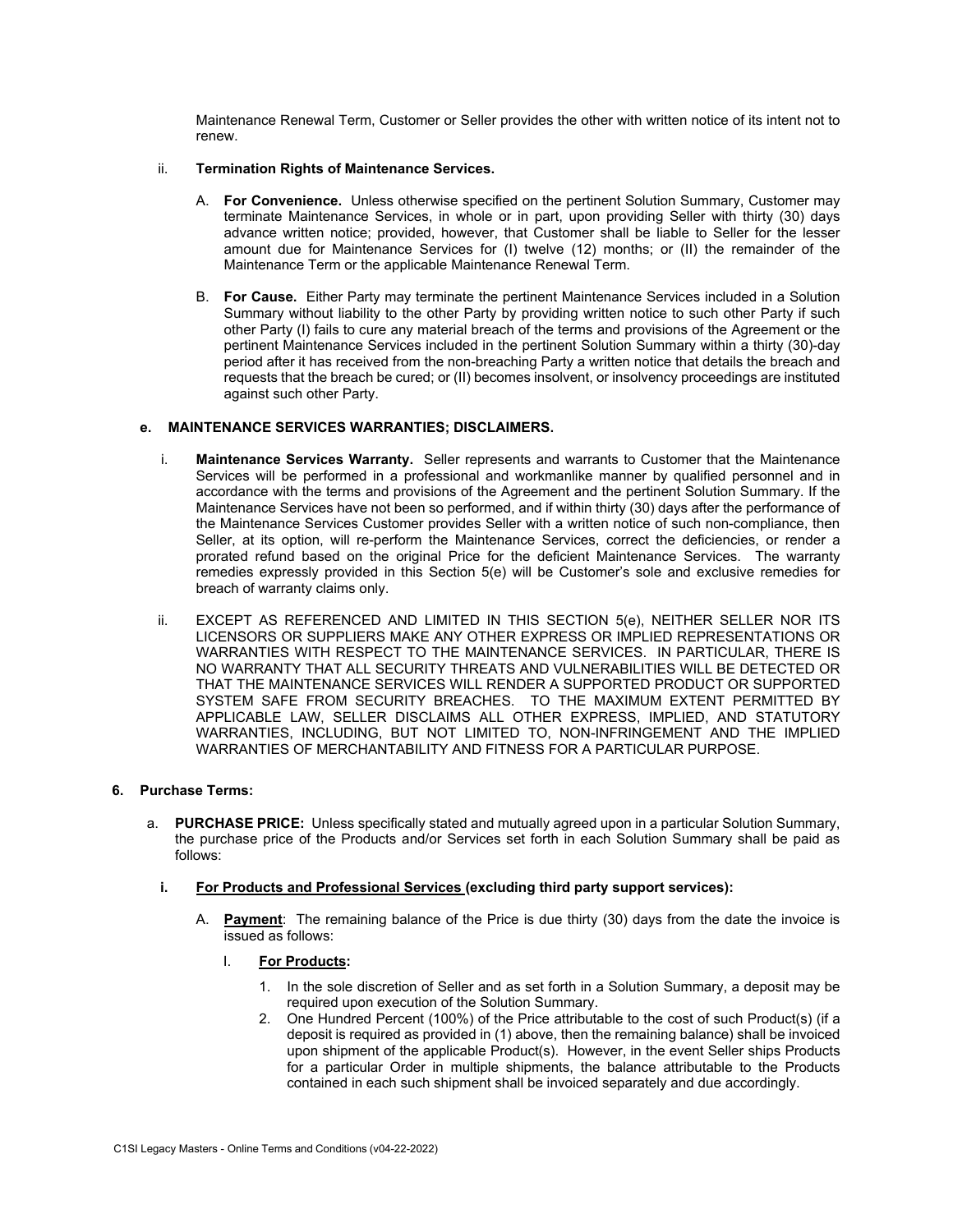Maintenance Renewal Term, Customer or Seller provides the other with written notice of its intent not to renew.

ii. **Termination Rights of Maintenance Services.**

A. **For Convenience.** Unless otherwise specified on the pertinent Solution Summary, Customer may terminate Maintenance Services, in whole or in part, upon providing Seller with thirty (30) days advance written notice; provided, however, that Customer shall be liable to Seller for the lesser amount due for Maintenance Services for (I) twelve (12) months; or (II) the remainder of the Maintenance Term or the applicable Maintenance Renewal Term.

B. **For Cause.** Either Party may terminate the pertinent Maintenance Services included in a Solution Summary without liability to the other Party by providing written notice to such other Party if such other Party (I) fails to cure any material breach of the terms and provisions of the Agreement or the pertinent Maintenance Services included in the pertinent Solution Summary within a thirty (30)-day period after it has received from the non-breaching Party a written notice that details the breach and requests that the breach be cured; or (II) becomes insolvent, or insolvency proceedings are instituted against such other Party.

**e. MAINTENANCE SERVICES WARRANTIES; DISCLAIMERS.**

i. **Maintenance Services Warranty.** Seller represents and warrants to Customer that the Maintenance Services will be performed in a professional and workmanlike manner by qualified personnel and in accordance with the terms and provisions of the Agreement and the pertinent Solution Summary. If the Maintenance Services have not been so performed, and if within thirty (30) days after the performance of the Maintenance Services Customer provides Seller with a written notice of such non-compliance, then Seller, at its option, will re-perform the Maintenance Services, correct the deficiencies, or render a prorated refund based on the original Price for the deficient Maintenance Services. The warranty remedies expressly provided in this Section 5(e) will be Customer's sole and exclusive remedies for breach of warranty claims only.

ii. EXCEPT AS REFERENCED AND LIMITED IN THIS SECTION 5(e), NEITHER SELLER NOR ITS LICENSORS OR SUPPLIERS MAKE ANY OTHER EXPRESS OR IMPLIED REPRESENTATIONS OR WARRANTIES WITH RESPECT TO THE MAINTENANCE SERVICES. IN PARTICULAR, THERE IS NO WARRANTY THAT ALL SECURITY THREATS AND VULNERABILITIES WILL BE DETECTED OR THAT THE MAINTENANCE SERVICES WILL RENDER A SUPPORTED PRODUCT OR SUPPORTED SYSTEM SAFE FROM SECURITY BREACHES. TO THE MAXIMUM EXTENT PERMITTED BY APPLICABLE LAW, SELLER DISCLAIMS ALL OTHER EXPRESS, IMPLIED, AND STATUTORY WARRANTIES, INCLUDING, BUT NOT LIMITED TO, NON-INFRINGEMENT AND THE IMPLIED WARRANTIES OF MERCHANTABILITY AND FITNESS FOR A PARTICULAR PURPOSE.

**6. Purchase Terms:**

a. **PURCHASE PRICE:** Unless specifically stated and mutually agreed upon in a particular Solution Summary, the purchase price of the Products and/or Services set forth in each Solution Summary shall be paid as follows:

**i. <u>For Products and Professional Services</u> (excluding third party support services):**

A. **<u>Payment</u>**: The remaining balance of the Price is due thirty (30) days from the date the invoice is issued as follows:

I. **<u>For Products</u>:**

1. In the sole discretion of Seller and as set forth in a Solution Summary, a deposit may be required upon execution of the Solution Summary.
2. One Hundred Percent (100%) of the Price attributable to the cost of such Product(s) (if a deposit is required as provided in (1) above, then the remaining balance) shall be invoiced upon shipment of the applicable Product(s). However, in the event Seller ships Products for a particular Order in multiple shipments, the balance attributable to the Products contained in each such shipment shall be invoiced separately and due accordingly.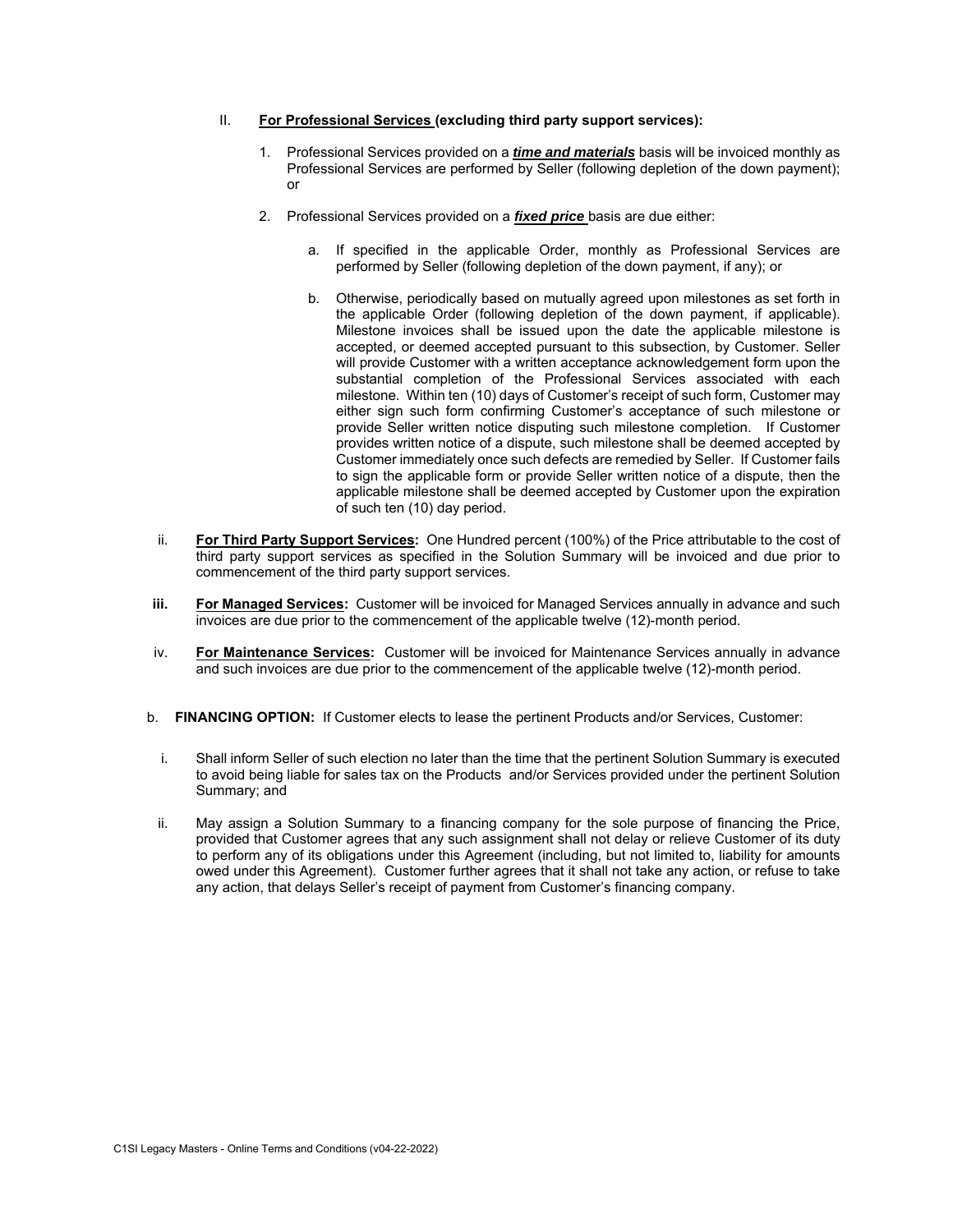II. **<u>For Professional Services</u> (excluding third party support services):**

1. Professional Services provided on a ***<u>time and materials</u>*** basis will be invoiced monthly as Professional Services are performed by Seller (following depletion of the down payment); or

2. Professional Services provided on a ***<u>fixed price</u>*** basis are due either:

   a. If specified in the applicable Order, monthly as Professional Services are performed by Seller (following depletion of the down payment, if any); or

   b. Otherwise, periodically based on mutually agreed upon milestones as set forth in the applicable Order (following depletion of the down payment, if applicable). Milestone invoices shall be issued upon the date the applicable milestone is accepted, or deemed accepted pursuant to this subsection, by Customer. Seller will provide Customer with a written acceptance acknowledgement form upon the substantial completion of the Professional Services associated with each milestone. Within ten (10) days of Customer's receipt of such form, Customer may either sign such form confirming Customer's acceptance of such milestone or provide Seller written notice disputing such milestone completion. If Customer provides written notice of a dispute, such milestone shall be deemed accepted by Customer immediately once such defects are remedied by Seller. If Customer fails to sign the applicable form or provide Seller written notice of a dispute, then the applicable milestone shall be deemed accepted by Customer upon the expiration of such ten (10) day period.

ii. **<u>For Third Party Support Services</u>:** One Hundred percent (100%) of the Price attributable to the cost of third party support services as specified in the Solution Summary will be invoiced and due prior to commencement of the third party support services.

**iii.** **<u>For Managed Services</u>:** Customer will be invoiced for Managed Services annually in advance and such invoices are due prior to the commencement of the applicable twelve (12)-month period.

iv. **<u>For Maintenance Services</u>:** Customer will be invoiced for Maintenance Services annually in advance and such invoices are due prior to the commencement of the applicable twelve (12)-month period.

b. **FINANCING OPTION:** If Customer elects to lease the pertinent Products and/or Services, Customer:

i. Shall inform Seller of such election no later than the time that the pertinent Solution Summary is executed to avoid being liable for sales tax on the Products and/or Services provided under the pertinent Solution Summary; and

ii. May assign a Solution Summary to a financing company for the sole purpose of financing the Price, provided that Customer agrees that any such assignment shall not delay or relieve Customer of its duty to perform any of its obligations under this Agreement (including, but not limited to, liability for amounts owed under this Agreement). Customer further agrees that it shall not take any action, or refuse to take any action, that delays Seller's receipt of payment from Customer's financing company.